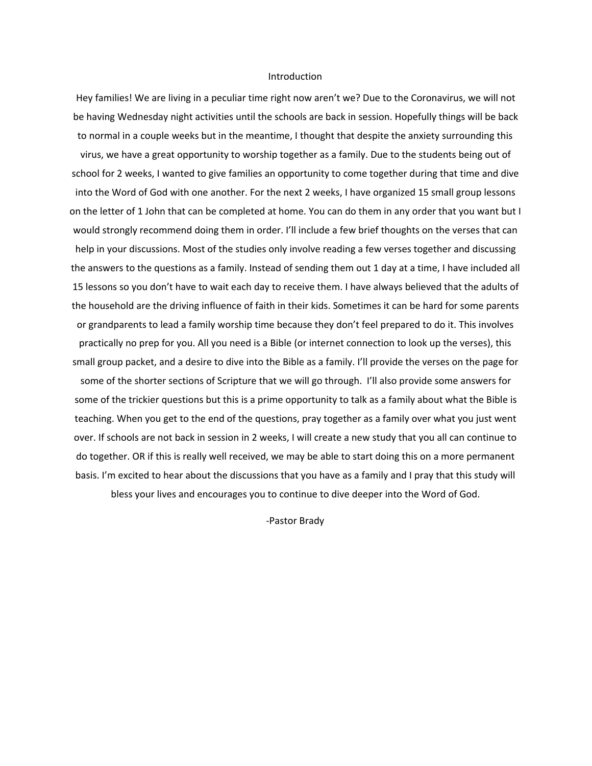# Introduction

Hey families! We are living in a peculiar time right now aren't we? Due to the Coronavirus, we will not be having Wednesday night activities until the schools are back in session. Hopefully things will be back to normal in a couple weeks but in the meantime, I thought that despite the anxiety surrounding this virus, we have a great opportunity to worship together as a family. Due to the students being out of school for 2 weeks, I wanted to give families an opportunity to come together during that time and dive into the Word of God with one another. For the next 2 weeks, I have organized 15 small group lessons on the letter of 1 John that can be completed at home. You can do them in any order that you want but I would strongly recommend doing them in order. I'll include a few brief thoughts on the verses that can help in your discussions. Most of the studies only involve reading a few verses together and discussing the answers to the questions as a family. Instead of sending them out 1 day at a time, I have included all 15 lessons so you don't have to wait each day to receive them. I have always believed that the adults of the household are the driving influence of faith in their kids. Sometimes it can be hard for some parents or grandparents to lead a family worship time because they don't feel prepared to do it. This involves practically no prep for you. All you need is a Bible (or internet connection to look up the verses), this small group packet, and a desire to dive into the Bible as a family. I'll provide the verses on the page for some of the shorter sections of Scripture that we will go through. I'll also provide some answers for some of the trickier questions but this is a prime opportunity to talk as a family about what the Bible is teaching. When you get to the end of the questions, pray together as a family over what you just went over. If schools are not back in session in 2 weeks, I will create a new study that you all can continue to do together. OR if this is really well received, we may be able to start doing this on a more permanent basis. I'm excited to hear about the discussions that you have as a family and I pray that this study will bless your lives and encourages you to continue to dive deeper into the Word of God.

-Pastor Brady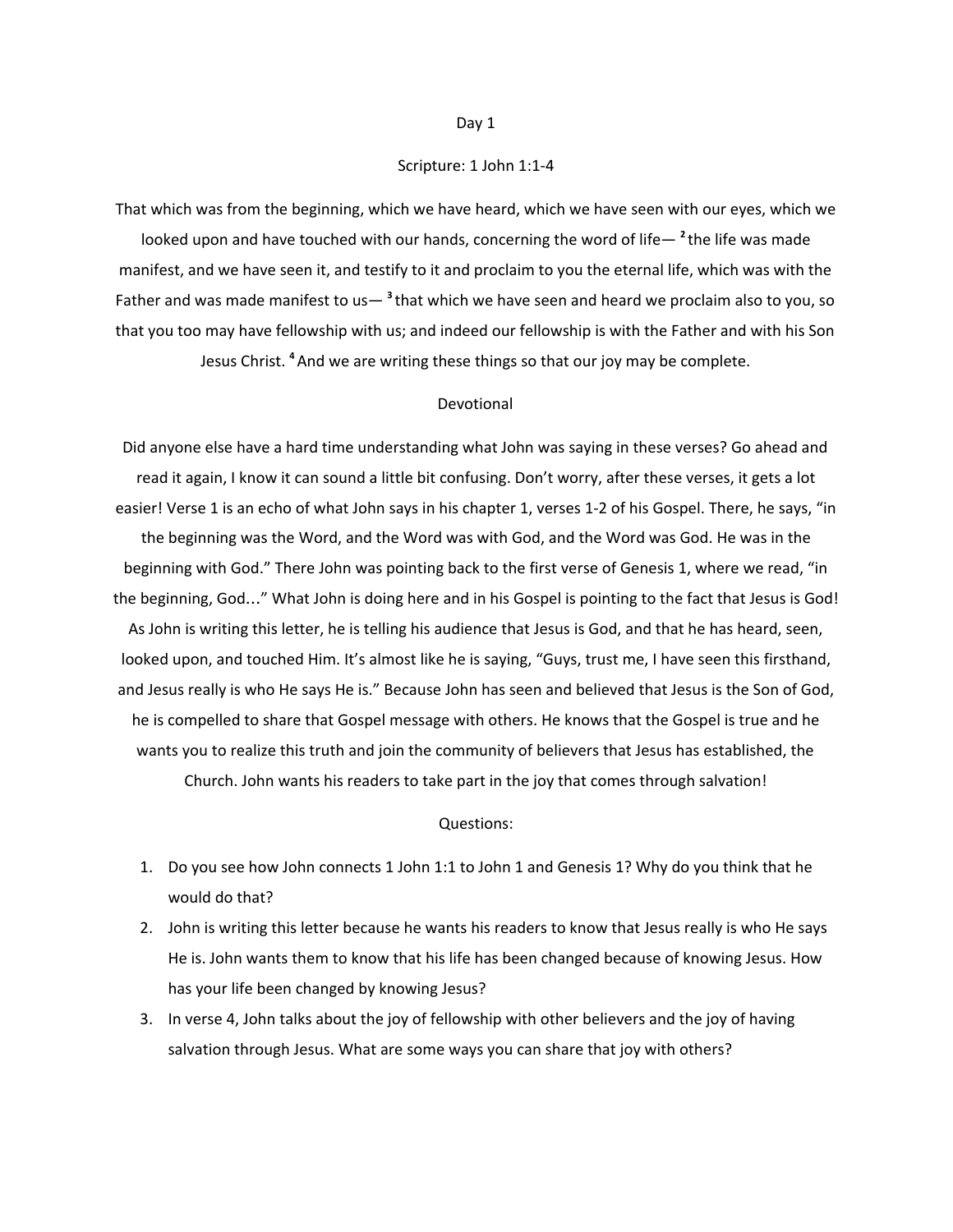## Day 1

### Scripture: 1 John 1:1-4

That which was from the beginning, which we have heard, which we have seen with our eyes, which we looked upon and have touched with our hands, concerning the word of life— [2] the life was made manifest, and we have seen it, and testify to it and proclaim to you the eternal life, which was with the Father and was made manifest to us— [3] that which we have seen and heard we proclaim also to you, so that you too may have fellowship with us; and indeed our fellowship is with the Father and with his Son Jesus Christ. [4] And we are writing these things so that our joy may be complete.

### Devotional

Did anyone else have a hard time understanding what John was saying in these verses? Go ahead and read it again, I know it can sound a little bit confusing. Don't worry, after these verses, it gets a lot easier! Verse 1 is an echo of what John says in his chapter 1, verses 1-2 of his Gospel. There, he says, "in the beginning was the Word, and the Word was with God, and the Word was God. He was in the beginning with God." There John was pointing back to the first verse of Genesis 1, where we read, "in the beginning, God…" What John is doing here and in his Gospel is pointing to the fact that Jesus is God! As John is writing this letter, he is telling his audience that Jesus is God, and that he has heard, seen, looked upon, and touched Him. It's almost like he is saying, "Guys, trust me, I have seen this firsthand, and Jesus really is who He says He is." Because John has seen and believed that Jesus is the Son of God, he is compelled to share that Gospel message with others. He knows that the Gospel is true and he wants you to realize this truth and join the community of believers that Jesus has established, the Church. John wants his readers to take part in the joy that comes through salvation!

### Questions:

1. Do you see how John connects 1 John 1:1 to John 1 and Genesis 1? Why do you think that he would do that?
2. John is writing this letter because he wants his readers to know that Jesus really is who He says He is. John wants them to know that his life has been changed because of knowing Jesus. How has your life been changed by knowing Jesus?
3. In verse 4, John talks about the joy of fellowship with other believers and the joy of having salvation through Jesus. What are some ways you can share that joy with others?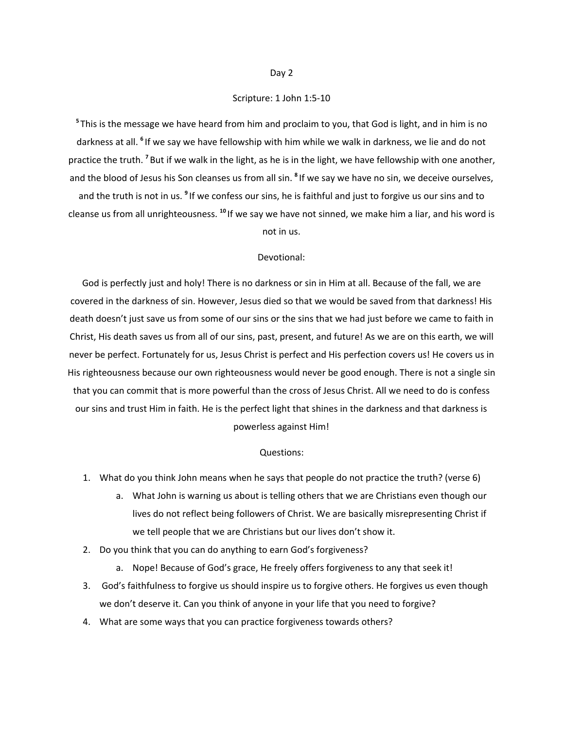## Day 2

### Scripture: 1 John 1:5-10

[5] This is the message we have heard from him and proclaim to you, that God is light, and in him is no darkness at all. [6] If we say we have fellowship with him while we walk in darkness, we lie and do not practice the truth. [7] But if we walk in the light, as he is in the light, we have fellowship with one another, and the blood of Jesus his Son cleanses us from all sin. [8] If we say we have no sin, we deceive ourselves, and the truth is not in us. [9] If we confess our sins, he is faithful and just to forgive us our sins and to cleanse us from all unrighteousness. [10] If we say we have not sinned, we make him a liar, and his word is not in us.

### Devotional:

God is perfectly just and holy! There is no darkness or sin in Him at all. Because of the fall, we are covered in the darkness of sin. However, Jesus died so that we would be saved from that darkness! His death doesn't just save us from some of our sins or the sins that we had just before we came to faith in Christ, His death saves us from all of our sins, past, present, and future! As we are on this earth, we will never be perfect. Fortunately for us, Jesus Christ is perfect and His perfection covers us! He covers us in His righteousness because our own righteousness would never be good enough. There is not a single sin that you can commit that is more powerful than the cross of Jesus Christ. All we need to do is confess our sins and trust Him in faith. He is the perfect light that shines in the darkness and that darkness is powerless against Him!

### Questions:

1. What do you think John means when he says that people do not practice the truth? (verse 6)
    a. What John is warning us about is telling others that we are Christians even though our lives do not reflect being followers of Christ. We are basically misrepresenting Christ if we tell people that we are Christians but our lives don't show it.
2. Do you think that you can do anything to earn God's forgiveness?
    a. Nope! Because of God's grace, He freely offers forgiveness to any that seek it!
3. God's faithfulness to forgive us should inspire us to forgive others. He forgives us even though we don't deserve it. Can you think of anyone in your life that you need to forgive?
4. What are some ways that you can practice forgiveness towards others?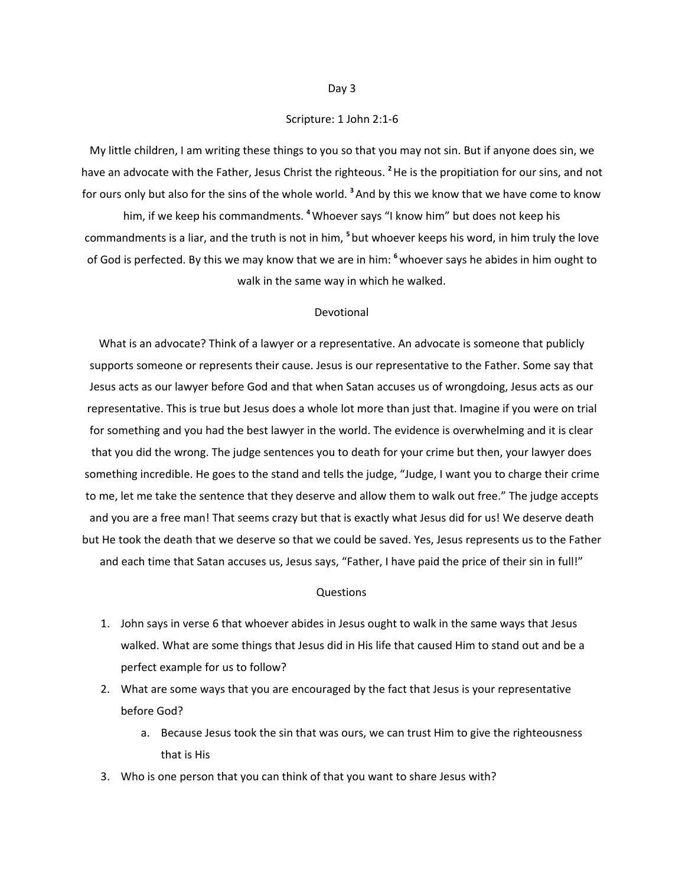# Day 3

## Scripture: 1 John 2:1-6

My little children, I am writing these things to you so that you may not sin. But if anyone does sin, we have an advocate with the Father, Jesus Christ the righteous. [2] He is the propitiation for our sins, and not for ours only but also for the sins of the whole world. [3] And by this we know that we have come to know him, if we keep his commandments. [4] Whoever says "I know him" but does not keep his commandments is a liar, and the truth is not in him, [5] but whoever keeps his word, in him truly the love of God is perfected. By this we may know that we are in him: [6] whoever says he abides in him ought to walk in the same way in which he walked.

## Devotional

What is an advocate? Think of a lawyer or a representative. An advocate is someone that publicly supports someone or represents their cause. Jesus is our representative to the Father. Some say that Jesus acts as our lawyer before God and that when Satan accuses us of wrongdoing, Jesus acts as our representative. This is true but Jesus does a whole lot more than just that. Imagine if you were on trial for something and you had the best lawyer in the world. The evidence is overwhelming and it is clear that you did the wrong. The judge sentences you to death for your crime but then, your lawyer does something incredible. He goes to the stand and tells the judge, "Judge, I want you to charge their crime to me, let me take the sentence that they deserve and allow them to walk out free." The judge accepts and you are a free man! That seems crazy but that is exactly what Jesus did for us! We deserve death but He took the death that we deserve so that we could be saved. Yes, Jesus represents us to the Father and each time that Satan accuses us, Jesus says, "Father, I have paid the price of their sin in full!"

## Questions

1. John says in verse 6 that whoever abides in Jesus ought to walk in the same ways that Jesus walked. What are some things that Jesus did in His life that caused Him to stand out and be a perfect example for us to follow?
2. What are some ways that you are encouraged by the fact that Jesus is your representative before God?
    a. Because Jesus took the sin that was ours, we can trust Him to give the righteousness that is His
3. Who is one person that you can think of that you want to share Jesus with?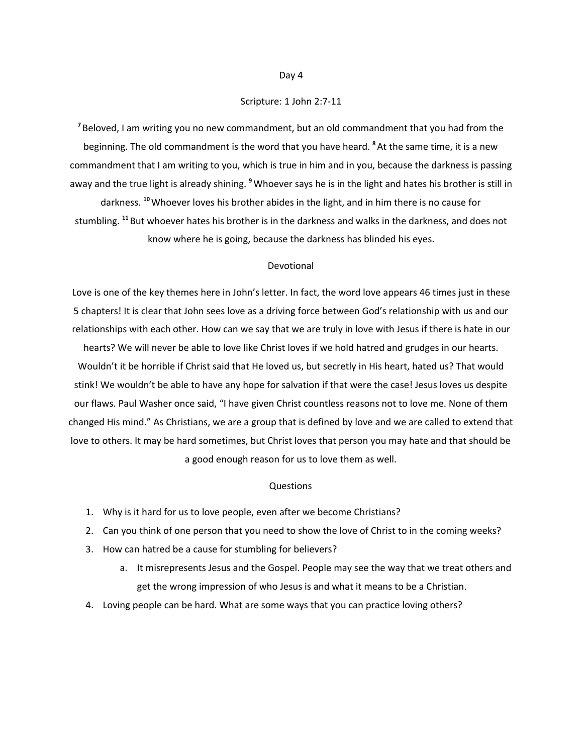# Day 4

## Scripture: 1 John 2:7-11

[7] Beloved, I am writing you no new commandment, but an old commandment that you had from the beginning. The old commandment is the word that you have heard. [8] At the same time, it is a new commandment that I am writing to you, which is true in him and in you, because the darkness is passing away and the true light is already shining. [9] Whoever says he is in the light and hates his brother is still in darkness. [10] Whoever loves his brother abides in the light, and in him there is no cause for stumbling. [11] But whoever hates his brother is in the darkness and walks in the darkness, and does not know where he is going, because the darkness has blinded his eyes.

## Devotional

Love is one of the key themes here in John's letter. In fact, the word love appears 46 times just in these 5 chapters! It is clear that John sees love as a driving force between God's relationship with us and our relationships with each other. How can we say that we are truly in love with Jesus if there is hate in our hearts? We will never be able to love like Christ loves if we hold hatred and grudges in our hearts. Wouldn't it be horrible if Christ said that He loved us, but secretly in His heart, hated us? That would stink! We wouldn't be able to have any hope for salvation if that were the case! Jesus loves us despite our flaws. Paul Washer once said, "I have given Christ countless reasons not to love me. None of them changed His mind." As Christians, we are a group that is defined by love and we are called to extend that love to others. It may be hard sometimes, but Christ loves that person you may hate and that should be a good enough reason for us to love them as well.

## Questions

1. Why is it hard for us to love people, even after we become Christians?
2. Can you think of one person that you need to show the love of Christ to in the coming weeks?
3. How can hatred be a cause for stumbling for believers?
   a. It misrepresents Jesus and the Gospel. People may see the way that we treat others and get the wrong impression of who Jesus is and what it means to be a Christian.
4. Loving people can be hard. What are some ways that you can practice loving others?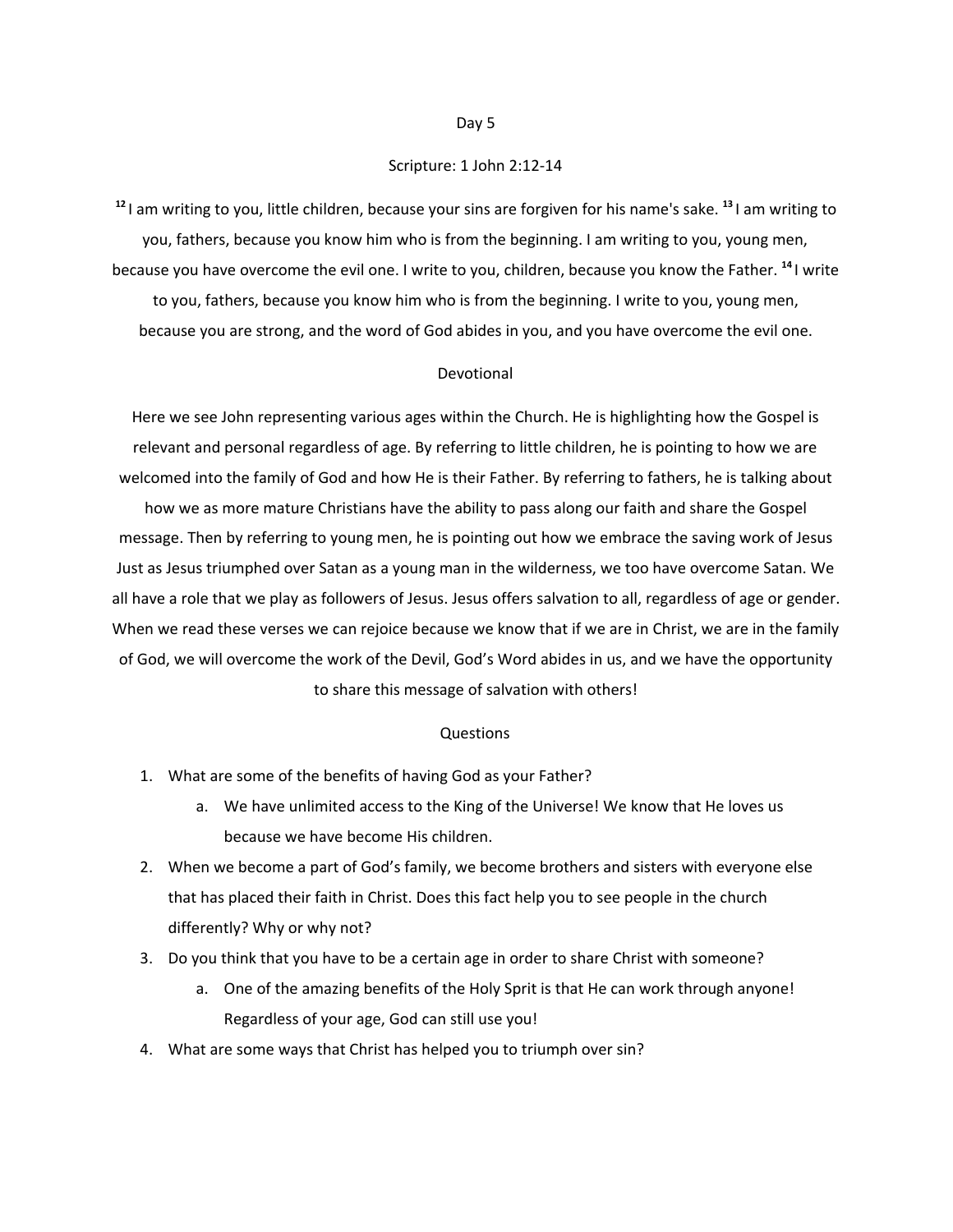# Day 5

## Scripture: 1 John 2:12-14

[12] I am writing to you, little children, because your sins are forgiven for his name's sake. [13] I am writing to you, fathers, because you know him who is from the beginning. I am writing to you, young men, because you have overcome the evil one. I write to you, children, because you know the Father. [14] I write to you, fathers, because you know him who is from the beginning. I write to you, young men, because you are strong, and the word of God abides in you, and you have overcome the evil one.

## Devotional

Here we see John representing various ages within the Church. He is highlighting how the Gospel is relevant and personal regardless of age. By referring to little children, he is pointing to how we are welcomed into the family of God and how He is their Father. By referring to fathers, he is talking about how we as more mature Christians have the ability to pass along our faith and share the Gospel message. Then by referring to young men, he is pointing out how we embrace the saving work of Jesus Just as Jesus triumphed over Satan as a young man in the wilderness, we too have overcome Satan. We all have a role that we play as followers of Jesus. Jesus offers salvation to all, regardless of age or gender. When we read these verses we can rejoice because we know that if we are in Christ, we are in the family of God, we will overcome the work of the Devil, God's Word abides in us, and we have the opportunity to share this message of salvation with others!

## Questions

1. What are some of the benefits of having God as your Father?
   a. We have unlimited access to the King of the Universe! We know that He loves us because we have become His children.
2. When we become a part of God's family, we become brothers and sisters with everyone else that has placed their faith in Christ. Does this fact help you to see people in the church differently? Why or why not?
3. Do you think that you have to be a certain age in order to share Christ with someone?
   a. One of the amazing benefits of the Holy Sprit is that He can work through anyone! Regardless of your age, God can still use you!
4. What are some ways that Christ has helped you to triumph over sin?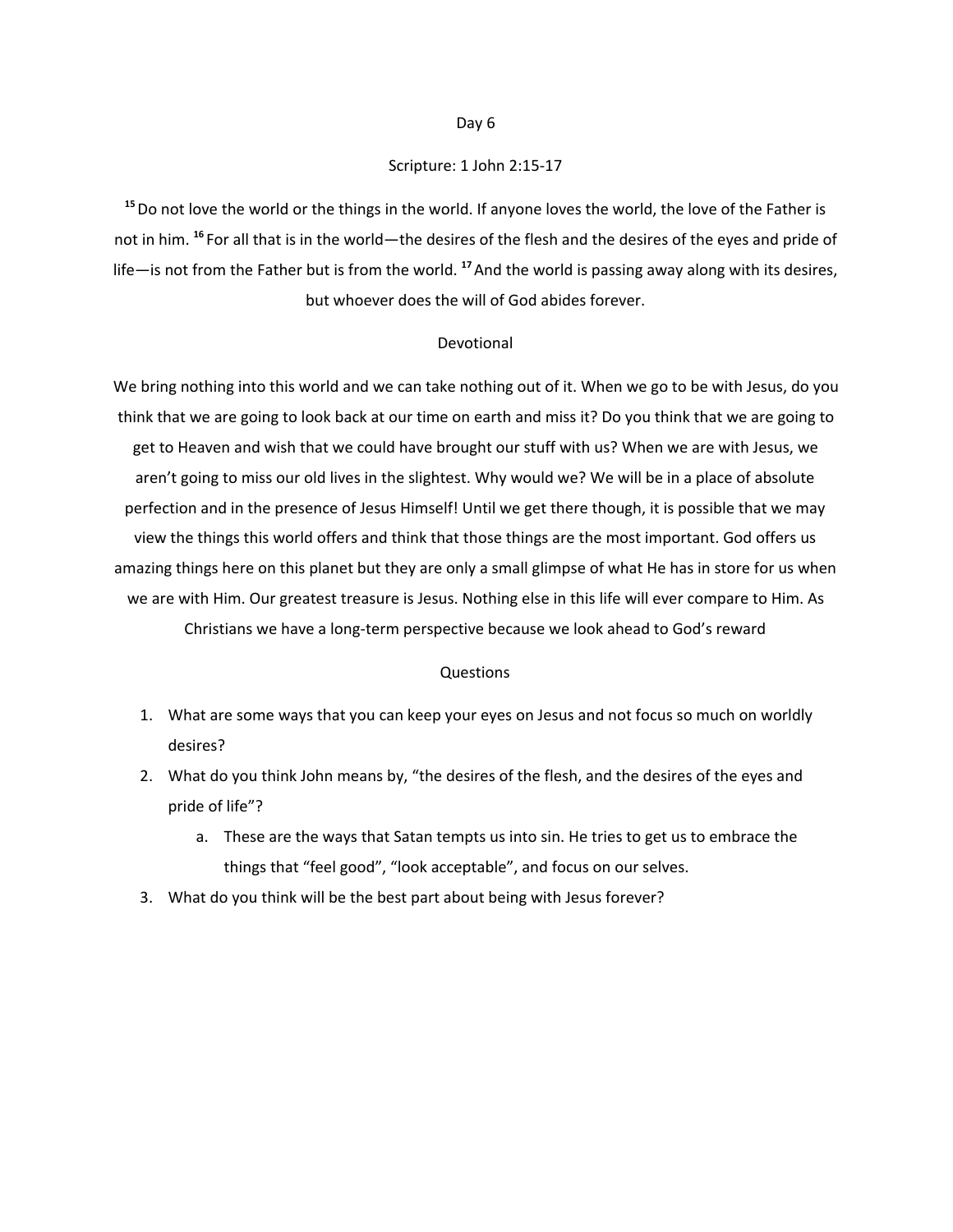## Day 6

### Scripture: 1 John 2:15-17

[15] Do not love the world or the things in the world. If anyone loves the world, the love of the Father is not in him. [16] For all that is in the world—the desires of the flesh and the desires of the eyes and pride of life—is not from the Father but is from the world. [17] And the world is passing away along with its desires, but whoever does the will of God abides forever.

### Devotional

We bring nothing into this world and we can take nothing out of it. When we go to be with Jesus, do you think that we are going to look back at our time on earth and miss it? Do you think that we are going to get to Heaven and wish that we could have brought our stuff with us? When we are with Jesus, we aren't going to miss our old lives in the slightest. Why would we? We will be in a place of absolute perfection and in the presence of Jesus Himself! Until we get there though, it is possible that we may view the things this world offers and think that those things are the most important. God offers us amazing things here on this planet but they are only a small glimpse of what He has in store for us when we are with Him. Our greatest treasure is Jesus. Nothing else in this life will ever compare to Him. As Christians we have a long-term perspective because we look ahead to God's reward

### Questions

1. What are some ways that you can keep your eyes on Jesus and not focus so much on worldly desires?
2. What do you think John means by, "the desires of the flesh, and the desires of the eyes and pride of life"?
   a. These are the ways that Satan tempts us into sin. He tries to get us to embrace the things that "feel good", "look acceptable", and focus on our selves.
3. What do you think will be the best part about being with Jesus forever?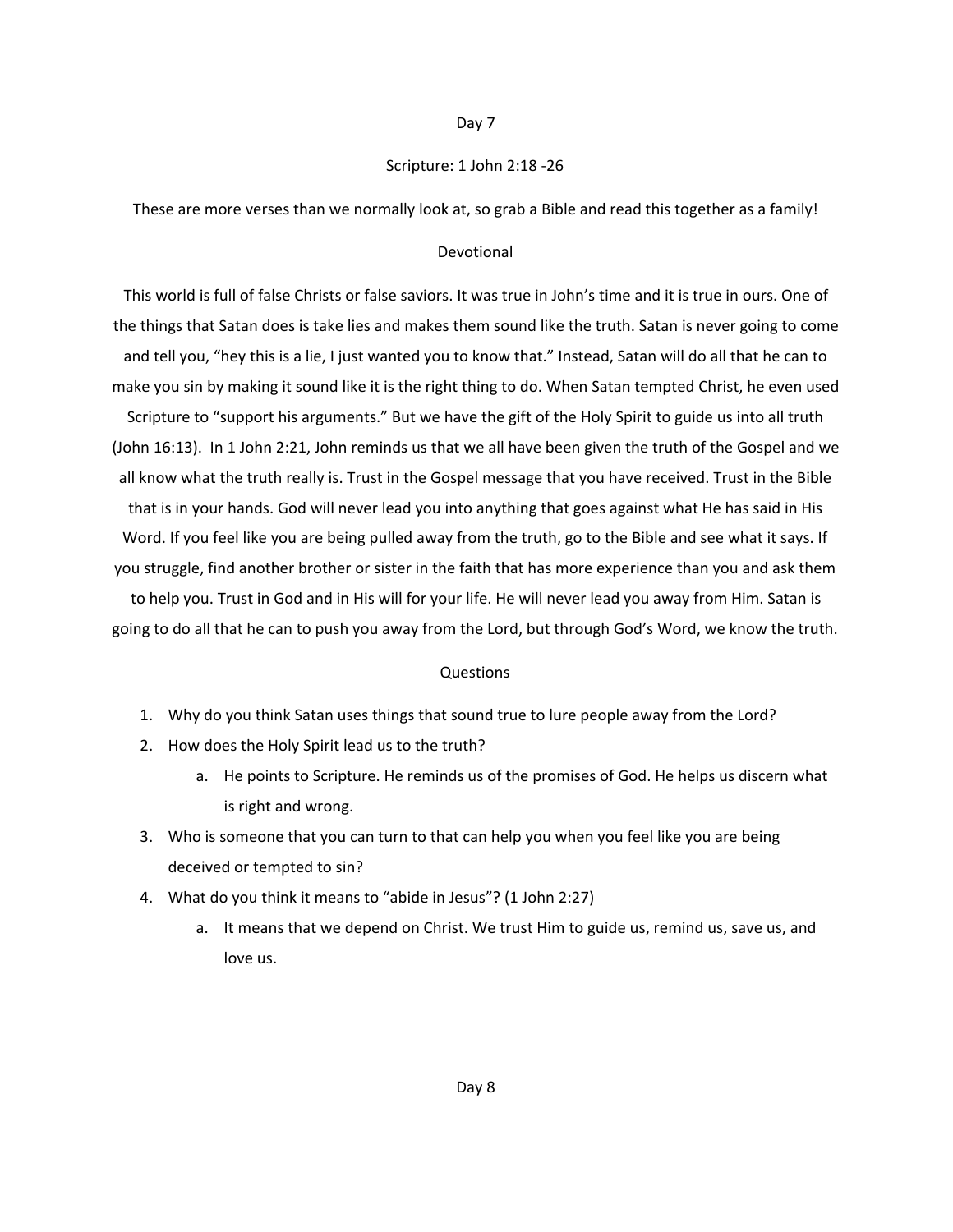# Day 7

## Scripture: 1 John 2:18 -26

These are more verses than we normally look at, so grab a Bible and read this together as a family!

## Devotional

This world is full of false Christs or false saviors. It was true in John's time and it is true in ours. One of the things that Satan does is take lies and makes them sound like the truth. Satan is never going to come and tell you, "hey this is a lie, I just wanted you to know that." Instead, Satan will do all that he can to make you sin by making it sound like it is the right thing to do. When Satan tempted Christ, he even used Scripture to "support his arguments." But we have the gift of the Holy Spirit to guide us into all truth (John 16:13). In 1 John 2:21, John reminds us that we all have been given the truth of the Gospel and we all know what the truth really is. Trust in the Gospel message that you have received. Trust in the Bible that is in your hands. God will never lead you into anything that goes against what He has said in His Word. If you feel like you are being pulled away from the truth, go to the Bible and see what it says. If you struggle, find another brother or sister in the faith that has more experience than you and ask them to help you. Trust in God and in His will for your life. He will never lead you away from Him. Satan is going to do all that he can to push you away from the Lord, but through God's Word, we know the truth.

## Questions

1. Why do you think Satan uses things that sound true to lure people away from the Lord?
2. How does the Holy Spirit lead us to the truth?
   a. He points to Scripture. He reminds us of the promises of God. He helps us discern what is right and wrong.
3. Who is someone that you can turn to that can help you when you feel like you are being deceived or tempted to sin?
4. What do you think it means to "abide in Jesus"? (1 John 2:27)
   a. It means that we depend on Christ. We trust Him to guide us, remind us, save us, and love us.

# Day 8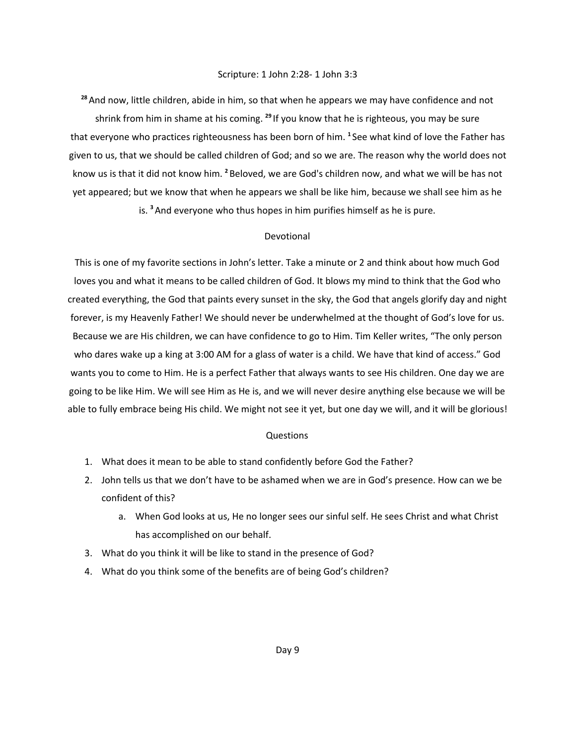## Scripture: 1 John 2:28- 1 John 3:3

[28] And now, little children, abide in him, so that when he appears we may have confidence and not shrink from him in shame at his coming. [29] If you know that he is righteous, you may be sure that everyone who practices righteousness has been born of him. [1] See what kind of love the Father has given to us, that we should be called children of God; and so we are. The reason why the world does not know us is that it did not know him. [2] Beloved, we are God's children now, and what we will be has not yet appeared; but we know that when he appears we shall be like him, because we shall see him as he is. [3] And everyone who thus hopes in him purifies himself as he is pure.

## Devotional

This is one of my favorite sections in John's letter. Take a minute or 2 and think about how much God loves you and what it means to be called children of God. It blows my mind to think that the God who created everything, the God that paints every sunset in the sky, the God that angels glorify day and night forever, is my Heavenly Father! We should never be underwhelmed at the thought of God's love for us. Because we are His children, we can have confidence to go to Him. Tim Keller writes, "The only person who dares wake up a king at 3:00 AM for a glass of water is a child. We have that kind of access." God wants you to come to Him. He is a perfect Father that always wants to see His children. One day we are going to be like Him. We will see Him as He is, and we will never desire anything else because we will be able to fully embrace being His child. We might not see it yet, but one day we will, and it will be glorious!

## Questions

1. What does it mean to be able to stand confidently before God the Father?
2. John tells us that we don't have to be ashamed when we are in God's presence. How can we be confident of this?
    a. When God looks at us, He no longer sees our sinful self. He sees Christ and what Christ has accomplished on our behalf.
3. What do you think it will be like to stand in the presence of God?
4. What do you think some of the benefits are of being God's children?

Day 9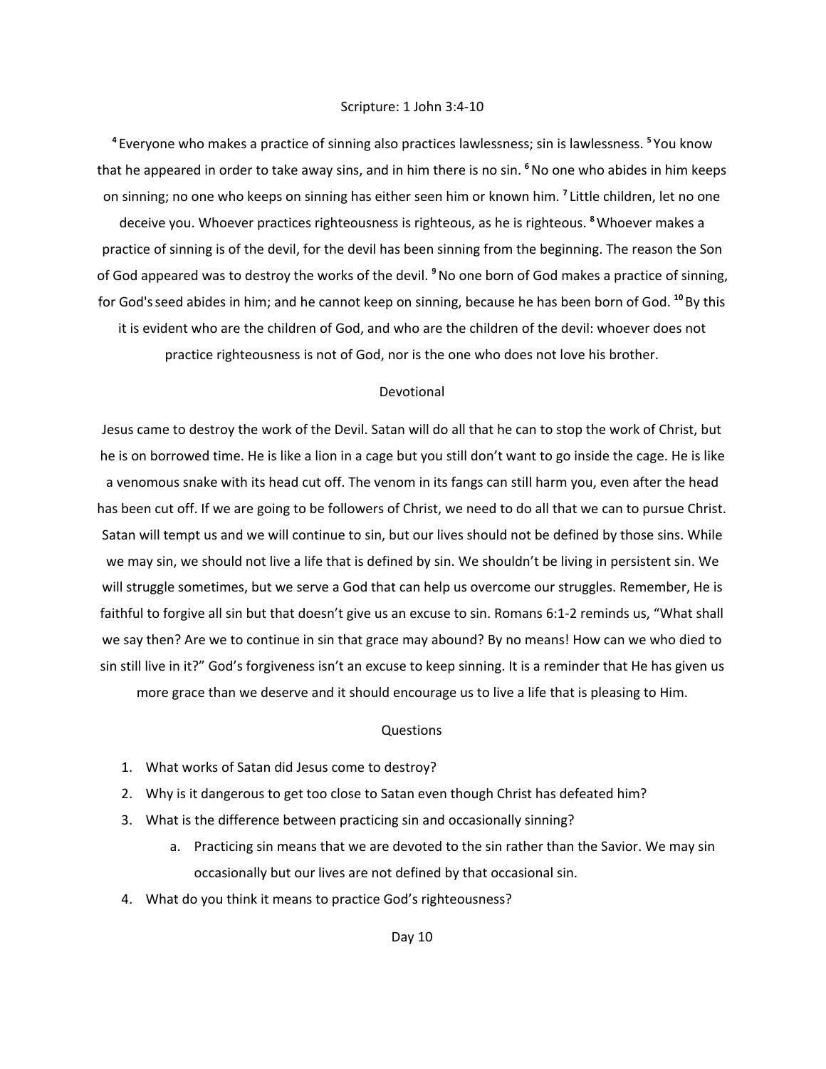## Scripture: 1 John 3:4-10

[4] Everyone who makes a practice of sinning also practices lawlessness; sin is lawlessness. [5] You know that he appeared in order to take away sins, and in him there is no sin. [6] No one who abides in him keeps on sinning; no one who keeps on sinning has either seen him or known him. [7] Little children, let no one deceive you. Whoever practices righteousness is righteous, as he is righteous. [8] Whoever makes a practice of sinning is of the devil, for the devil has been sinning from the beginning. The reason the Son of God appeared was to destroy the works of the devil. [9] No one born of God makes a practice of sinning, for God's seed abides in him; and he cannot keep on sinning, because he has been born of God. [10] By this it is evident who are the children of God, and who are the children of the devil: whoever does not practice righteousness is not of God, nor is the one who does not love his brother.

## Devotional

Jesus came to destroy the work of the Devil. Satan will do all that he can to stop the work of Christ, but he is on borrowed time. He is like a lion in a cage but you still don't want to go inside the cage. He is like a venomous snake with its head cut off. The venom in its fangs can still harm you, even after the head has been cut off. If we are going to be followers of Christ, we need to do all that we can to pursue Christ. Satan will tempt us and we will continue to sin, but our lives should not be defined by those sins. While we may sin, we should not live a life that is defined by sin. We shouldn't be living in persistent sin. We will struggle sometimes, but we serve a God that can help us overcome our struggles. Remember, He is faithful to forgive all sin but that doesn't give us an excuse to sin. Romans 6:1-2 reminds us, "What shall we say then? Are we to continue in sin that grace may abound? By no means! How can we who died to sin still live in it?" God's forgiveness isn't an excuse to keep sinning. It is a reminder that He has given us more grace than we deserve and it should encourage us to live a life that is pleasing to Him.

## Questions

1. What works of Satan did Jesus come to destroy?
2. Why is it dangerous to get too close to Satan even though Christ has defeated him?
3. What is the difference between practicing sin and occasionally sinning?
   a. Practicing sin means that we are devoted to the sin rather than the Savior. We may sin occasionally but our lives are not defined by that occasional sin.
4. What do you think it means to practice God's righteousness?

Day 10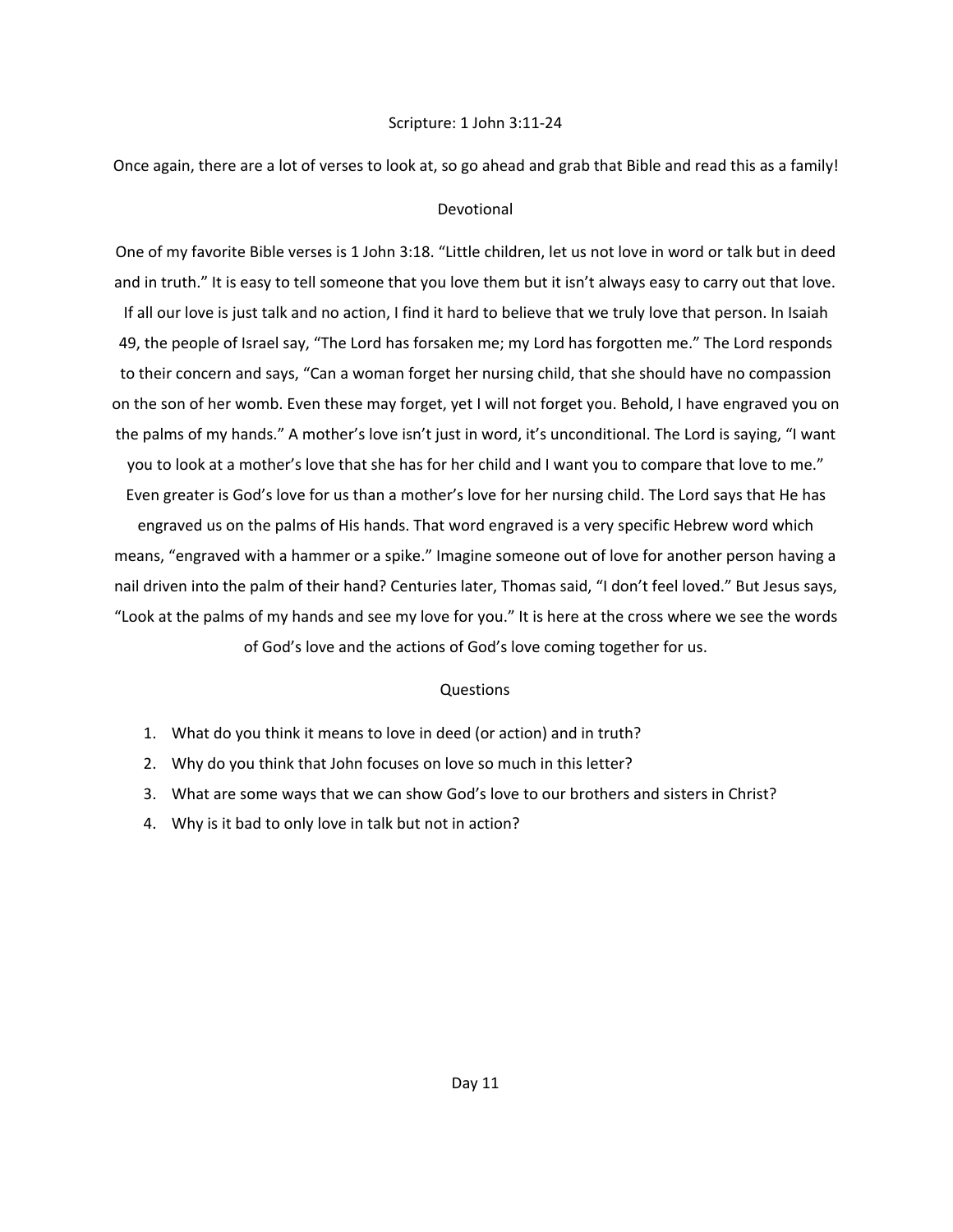Scripture: 1 John 3:11-24

Once again, there are a lot of verses to look at, so go ahead and grab that Bible and read this as a family!

## Devotional

One of my favorite Bible verses is 1 John 3:18. “Little children, let us not love in word or talk but in deed and in truth.” It is easy to tell someone that you love them but it isn’t always easy to carry out that love. If all our love is just talk and no action, I find it hard to believe that we truly love that person. In Isaiah 49, the people of Israel say, “The Lord has forsaken me; my Lord has forgotten me.” The Lord responds to their concern and says, “Can a woman forget her nursing child, that she should have no compassion on the son of her womb. Even these may forget, yet I will not forget you. Behold, I have engraved you on the palms of my hands.” A mother’s love isn’t just in word, it’s unconditional. The Lord is saying, “I want you to look at a mother’s love that she has for her child and I want you to compare that love to me.” Even greater is God’s love for us than a mother’s love for her nursing child. The Lord says that He has engraved us on the palms of His hands. That word engraved is a very specific Hebrew word which means, “engraved with a hammer or a spike.” Imagine someone out of love for another person having a nail driven into the palm of their hand? Centuries later, Thomas said, “I don’t feel loved.” But Jesus says, “Look at the palms of my hands and see my love for you.” It is here at the cross where we see the words of God’s love and the actions of God’s love coming together for us.

## Questions

1. What do you think it means to love in deed (or action) and in truth?
2. Why do you think that John focuses on love so much in this letter?
3. What are some ways that we can show God’s love to our brothers and sisters in Christ?
4. Why is it bad to only love in talk but not in action?

Day 11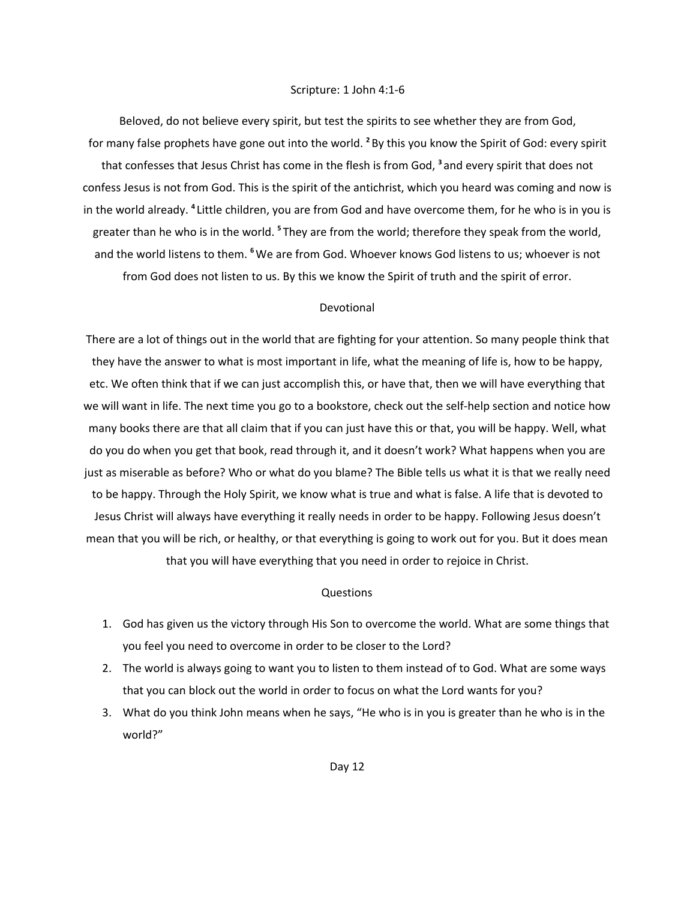## Scripture: 1 John 4:1-6

Beloved, do not believe every spirit, but test the spirits to see whether they are from God, for many false prophets have gone out into the world. [2] By this you know the Spirit of God: every spirit that confesses that Jesus Christ has come in the flesh is from God, [3] and every spirit that does not confess Jesus is not from God. This is the spirit of the antichrist, which you heard was coming and now is in the world already. [4] Little children, you are from God and have overcome them, for he who is in you is greater than he who is in the world. [5] They are from the world; therefore they speak from the world, and the world listens to them. [6] We are from God. Whoever knows God listens to us; whoever is not from God does not listen to us. By this we know the Spirit of truth and the spirit of error.

## Devotional

There are a lot of things out in the world that are fighting for your attention. So many people think that they have the answer to what is most important in life, what the meaning of life is, how to be happy, etc. We often think that if we can just accomplish this, or have that, then we will have everything that we will want in life. The next time you go to a bookstore, check out the self-help section and notice how many books there are that all claim that if you can just have this or that, you will be happy. Well, what do you do when you get that book, read through it, and it doesn't work? What happens when you are just as miserable as before? Who or what do you blame? The Bible tells us what it is that we really need to be happy. Through the Holy Spirit, we know what is true and what is false. A life that is devoted to Jesus Christ will always have everything it really needs in order to be happy. Following Jesus doesn't mean that you will be rich, or healthy, or that everything is going to work out for you. But it does mean that you will have everything that you need in order to rejoice in Christ.

## Questions

1. God has given us the victory through His Son to overcome the world. What are some things that you feel you need to overcome in order to be closer to the Lord?
2. The world is always going to want you to listen to them instead of to God. What are some ways that you can block out the world in order to focus on what the Lord wants for you?
3. What do you think John means when he says, "He who is in you is greater than he who is in the world?"

Day 12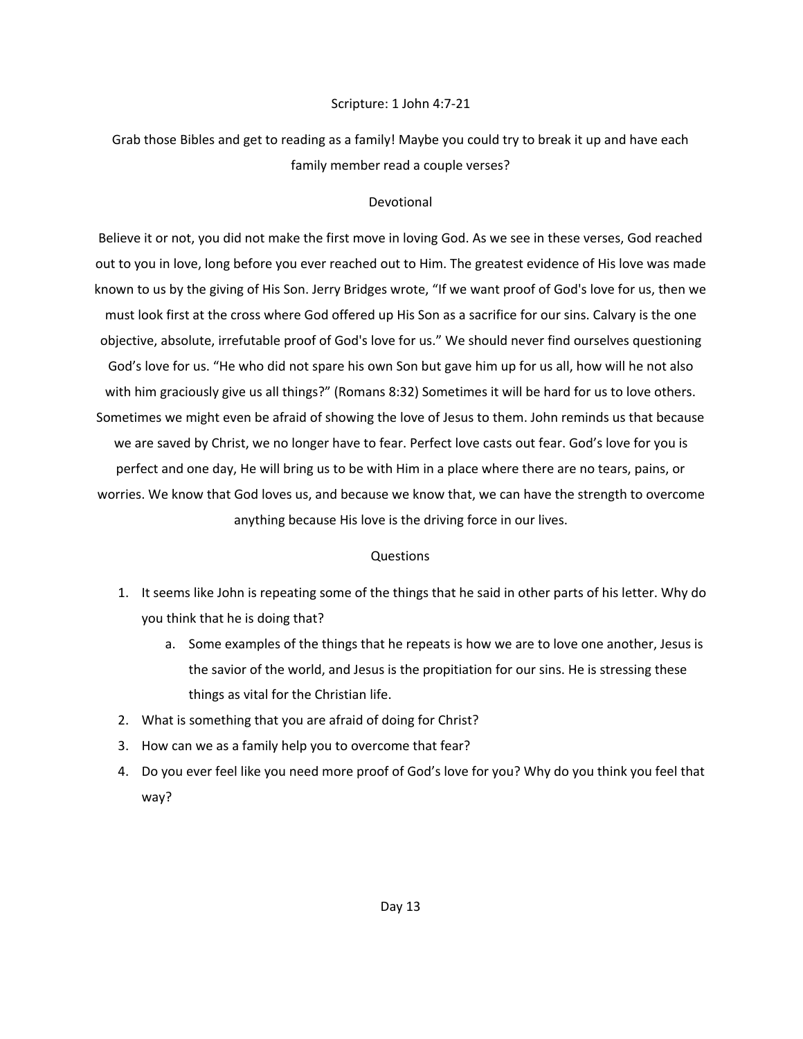Scripture: 1 John 4:7-21

Grab those Bibles and get to reading as a family! Maybe you could try to break it up and have each family member read a couple verses?

## Devotional

Believe it or not, you did not make the first move in loving God. As we see in these verses, God reached out to you in love, long before you ever reached out to Him. The greatest evidence of His love was made known to us by the giving of His Son. Jerry Bridges wrote, "If we want proof of God's love for us, then we must look first at the cross where God offered up His Son as a sacrifice for our sins. Calvary is the one objective, absolute, irrefutable proof of God's love for us." We should never find ourselves questioning God's love for us. "He who did not spare his own Son but gave him up for us all, how will he not also with him graciously give us all things?" (Romans 8:32) Sometimes it will be hard for us to love others. Sometimes we might even be afraid of showing the love of Jesus to them. John reminds us that because we are saved by Christ, we no longer have to fear. Perfect love casts out fear. God's love for you is perfect and one day, He will bring us to be with Him in a place where there are no tears, pains, or worries. We know that God loves us, and because we know that, we can have the strength to overcome anything because His love is the driving force in our lives.

## Questions

1. It seems like John is repeating some of the things that he said in other parts of his letter. Why do you think that he is doing that?
    a. Some examples of the things that he repeats is how we are to love one another, Jesus is the savior of the world, and Jesus is the propitiation for our sins. He is stressing these things as vital for the Christian life.
2. What is something that you are afraid of doing for Christ?
3. How can we as a family help you to overcome that fear?
4. Do you ever feel like you need more proof of God's love for you? Why do you think you feel that way?

Day 13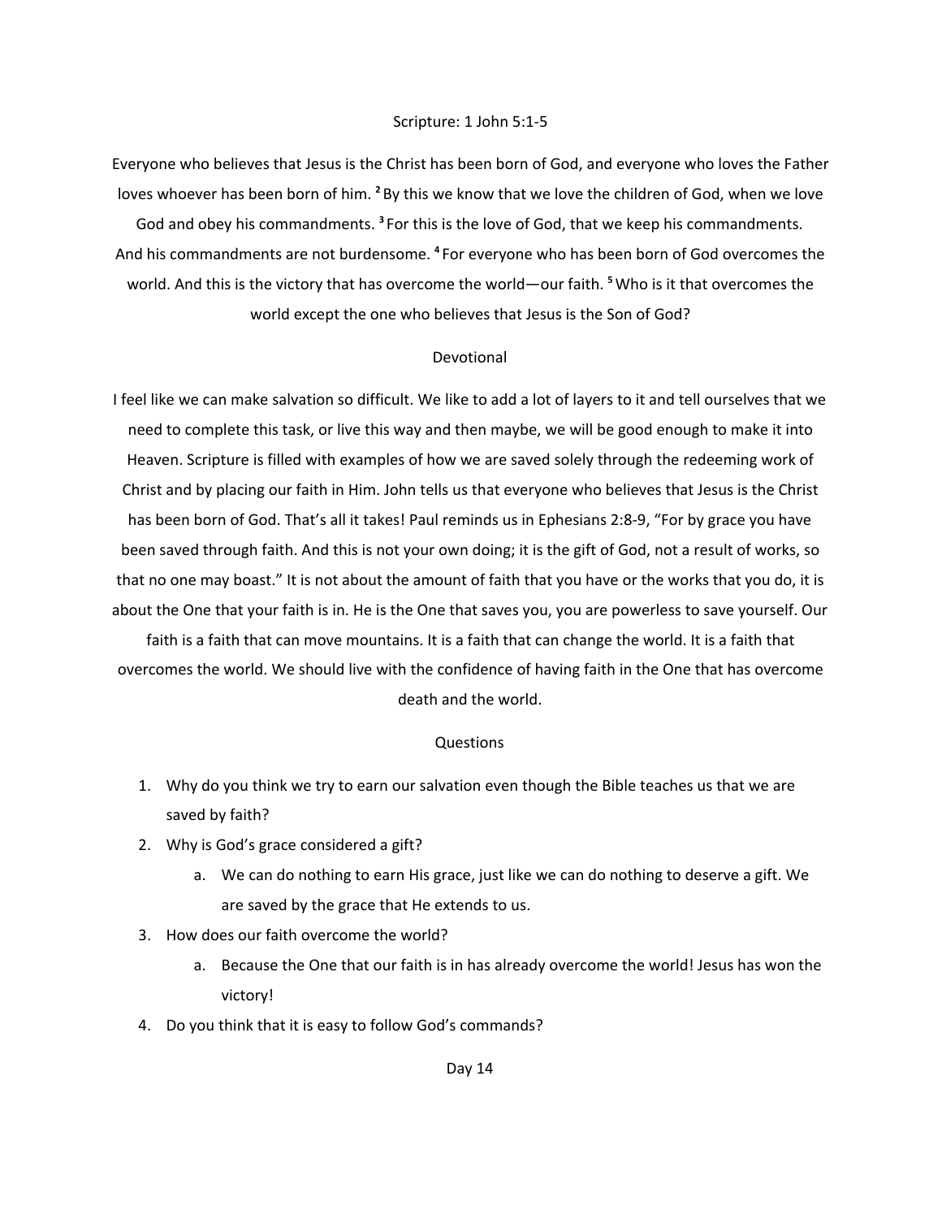## Scripture: 1 John 5:1-5

Everyone who believes that Jesus is the Christ has been born of God, and everyone who loves the Father loves whoever has been born of him. [2] By this we know that we love the children of God, when we love God and obey his commandments. [3] For this is the love of God, that we keep his commandments. And his commandments are not burdensome. [4] For everyone who has been born of God overcomes the world. And this is the victory that has overcome the world—our faith. [5] Who is it that overcomes the world except the one who believes that Jesus is the Son of God?

## Devotional

I feel like we can make salvation so difficult. We like to add a lot of layers to it and tell ourselves that we need to complete this task, or live this way and then maybe, we will be good enough to make it into Heaven. Scripture is filled with examples of how we are saved solely through the redeeming work of Christ and by placing our faith in Him. John tells us that everyone who believes that Jesus is the Christ has been born of God. That's all it takes! Paul reminds us in Ephesians 2:8-9, "For by grace you have been saved through faith. And this is not your own doing; it is the gift of God, not a result of works, so that no one may boast." It is not about the amount of faith that you have or the works that you do, it is about the One that your faith is in. He is the One that saves you, you are powerless to save yourself. Our faith is a faith that can move mountains. It is a faith that can change the world. It is a faith that overcomes the world. We should live with the confidence of having faith in the One that has overcome death and the world.

## Questions

1. Why do you think we try to earn our salvation even though the Bible teaches us that we are saved by faith?
2. Why is God's grace considered a gift?
   a. We can do nothing to earn His grace, just like we can do nothing to deserve a gift. We are saved by the grace that He extends to us.
3. How does our faith overcome the world?
   a. Because the One that our faith is in has already overcome the world! Jesus has won the victory!
4. Do you think that it is easy to follow God's commands?

Day 14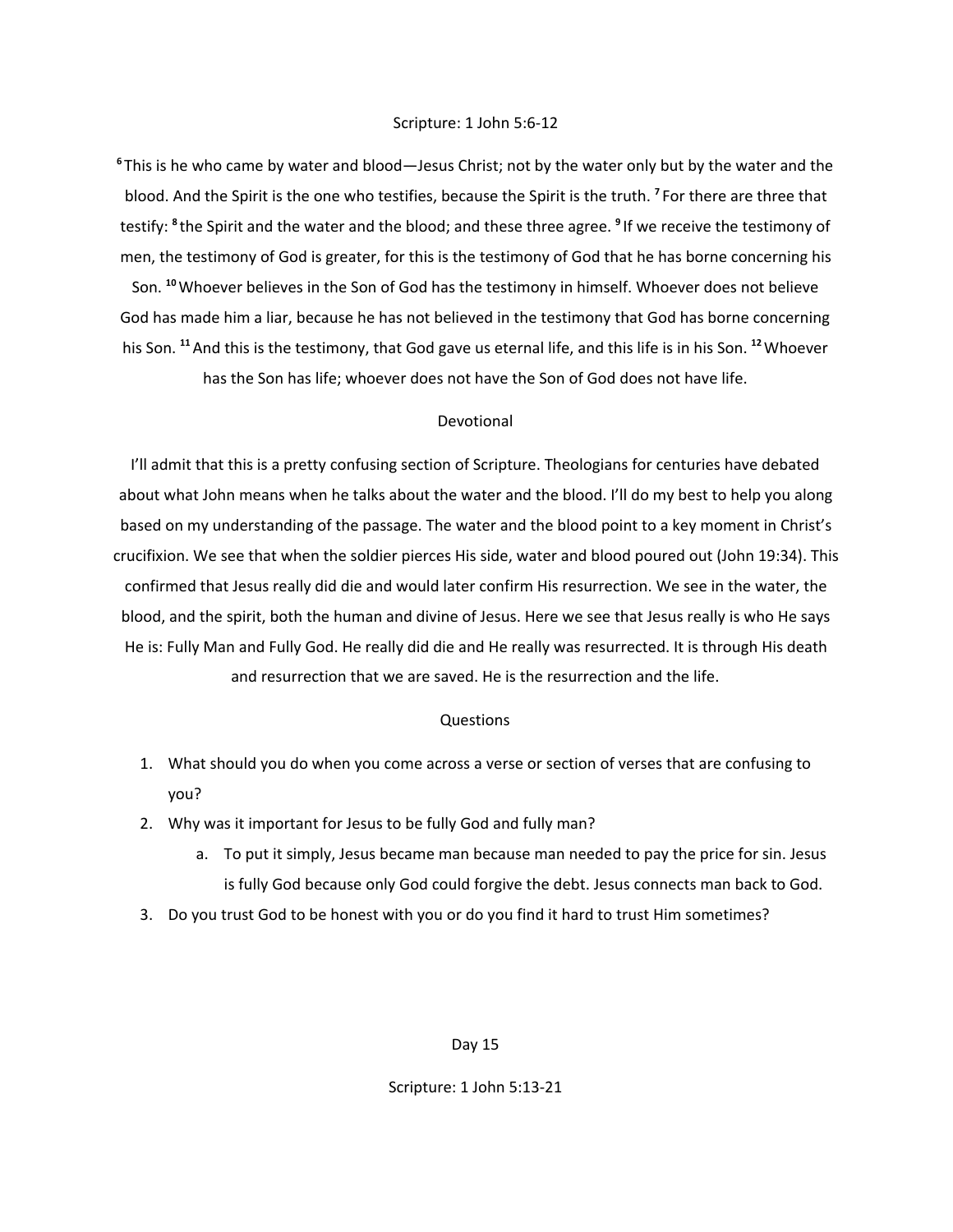Scripture: 1 John 5:6-12

[6] This is he who came by water and blood—Jesus Christ; not by the water only but by the water and the blood. And the Spirit is the one who testifies, because the Spirit is the truth. [7] For there are three that testify: [8] the Spirit and the water and the blood; and these three agree. [9] If we receive the testimony of men, the testimony of God is greater, for this is the testimony of God that he has borne concerning his Son. [10] Whoever believes in the Son of God has the testimony in himself. Whoever does not believe God has made him a liar, because he has not believed in the testimony that God has borne concerning his Son. [11] And this is the testimony, that God gave us eternal life, and this life is in his Son. [12] Whoever has the Son has life; whoever does not have the Son of God does not have life.

Devotional

I'll admit that this is a pretty confusing section of Scripture. Theologians for centuries have debated about what John means when he talks about the water and the blood. I'll do my best to help you along based on my understanding of the passage. The water and the blood point to a key moment in Christ's crucifixion. We see that when the soldier pierces His side, water and blood poured out (John 19:34). This confirmed that Jesus really did die and would later confirm His resurrection. We see in the water, the blood, and the spirit, both the human and divine of Jesus. Here we see that Jesus really is who He says He is: Fully Man and Fully God. He really did die and He really was resurrected. It is through His death and resurrection that we are saved. He is the resurrection and the life.

Questions

1. What should you do when you come across a verse or section of verses that are confusing to you?
2. Why was it important for Jesus to be fully God and fully man?
   a. To put it simply, Jesus became man because man needed to pay the price for sin. Jesus is fully God because only God could forgive the debt. Jesus connects man back to God.
3. Do you trust God to be honest with you or do you find it hard to trust Him sometimes?

Day 15

Scripture: 1 John 5:13-21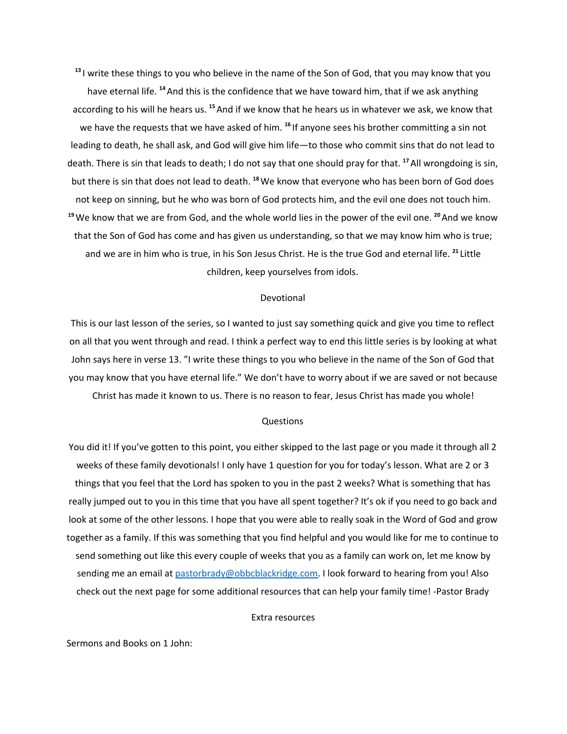[13] I write these things to you who believe in the name of the Son of God, that you may know that you have eternal life. [14] And this is the confidence that we have toward him, that if we ask anything according to his will he hears us. [15] And if we know that he hears us in whatever we ask, we know that we have the requests that we have asked of him. [16] If anyone sees his brother committing a sin not leading to death, he shall ask, and God will give him life—to those who commit sins that do not lead to death. There is sin that leads to death; I do not say that one should pray for that. [17] All wrongdoing is sin, but there is sin that does not lead to death. [18] We know that everyone who has been born of God does not keep on sinning, but he who was born of God protects him, and the evil one does not touch him. [19] We know that we are from God, and the whole world lies in the power of the evil one. [20] And we know that the Son of God has come and has given us understanding, so that we may know him who is true; and we are in him who is true, in his Son Jesus Christ. He is the true God and eternal life. [21] Little children, keep yourselves from idols.

## Devotional

This is our last lesson of the series, so I wanted to just say something quick and give you time to reflect on all that you went through and read. I think a perfect way to end this little series is by looking at what John says here in verse 13. "I write these things to you who believe in the name of the Son of God that you may know that you have eternal life." We don't have to worry about if we are saved or not because Christ has made it known to us. There is no reason to fear, Jesus Christ has made you whole!

## Questions

You did it! If you've gotten to this point, you either skipped to the last page or you made it through all 2 weeks of these family devotionals! I only have 1 question for you for today's lesson. What are 2 or 3 things that you feel that the Lord has spoken to you in the past 2 weeks? What is something that has really jumped out to you in this time that you have all spent together? It's ok if you need to go back and look at some of the other lessons. I hope that you were able to really soak in the Word of God and grow together as a family. If this was something that you find helpful and you would like for me to continue to send something out like this every couple of weeks that you as a family can work on, let me know by sending me an email at pastorbrady@obbcblackridge.com. I look forward to hearing from you! Also check out the next page for some additional resources that can help your family time! -Pastor Brady

## Extra resources

Sermons and Books on 1 John: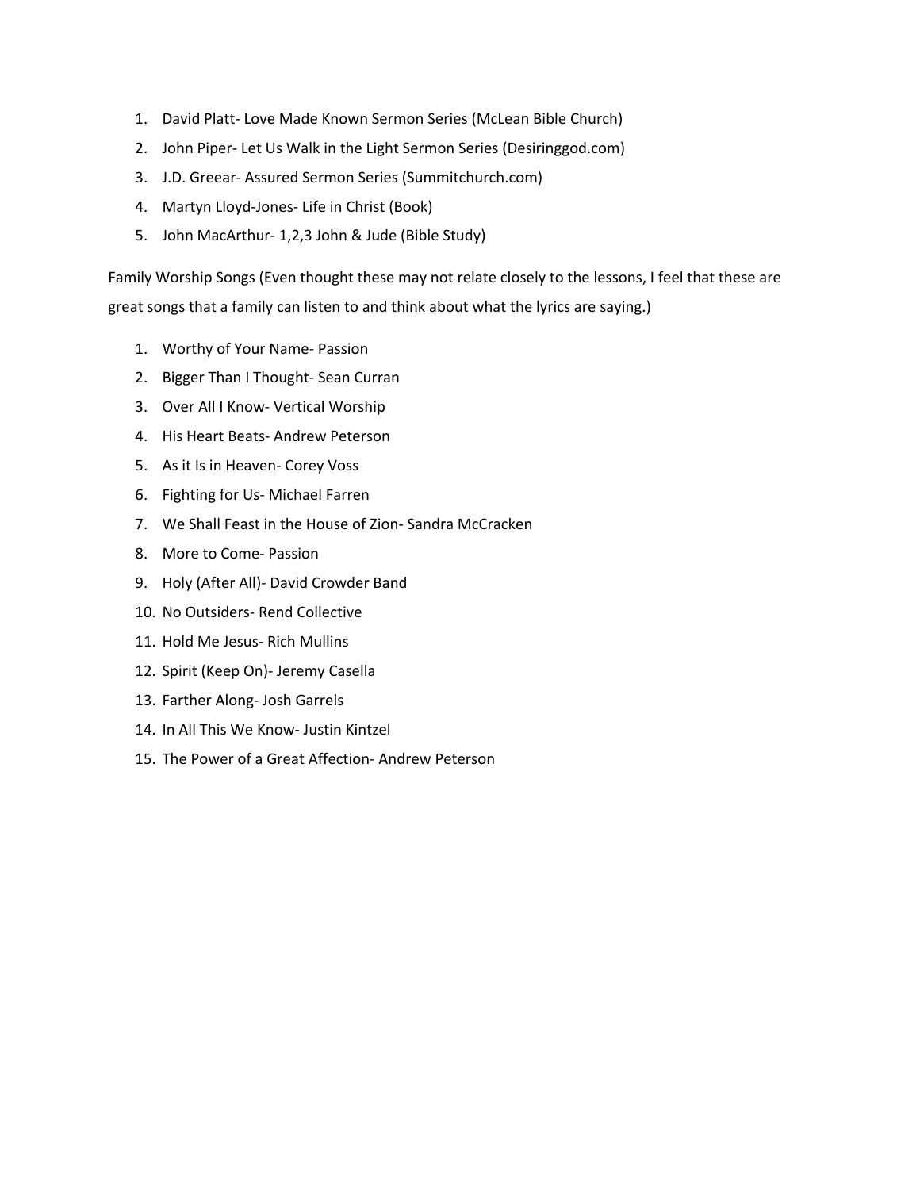1. David Platt- Love Made Known Sermon Series (McLean Bible Church)
2. John Piper- Let Us Walk in the Light Sermon Series (Desiringgod.com)
3. J.D. Greear- Assured Sermon Series (Summitchurch.com)
4. Martyn Lloyd-Jones- Life in Christ (Book)
5. John MacArthur- 1,2,3 John & Jude (Bible Study)

Family Worship Songs (Even thought these may not relate closely to the lessons, I feel that these are great songs that a family can listen to and think about what the lyrics are saying.)

1. Worthy of Your Name- Passion
2. Bigger Than I Thought- Sean Curran
3. Over All I Know- Vertical Worship
4. His Heart Beats- Andrew Peterson
5. As it Is in Heaven- Corey Voss
6. Fighting for Us- Michael Farren
7. We Shall Feast in the House of Zion- Sandra McCracken
8. More to Come- Passion
9. Holy (After All)- David Crowder Band
10. No Outsiders- Rend Collective
11. Hold Me Jesus- Rich Mullins
12. Spirit (Keep On)- Jeremy Casella
13. Farther Along- Josh Garrels
14. In All This We Know- Justin Kintzel
15. The Power of a Great Affection- Andrew Peterson